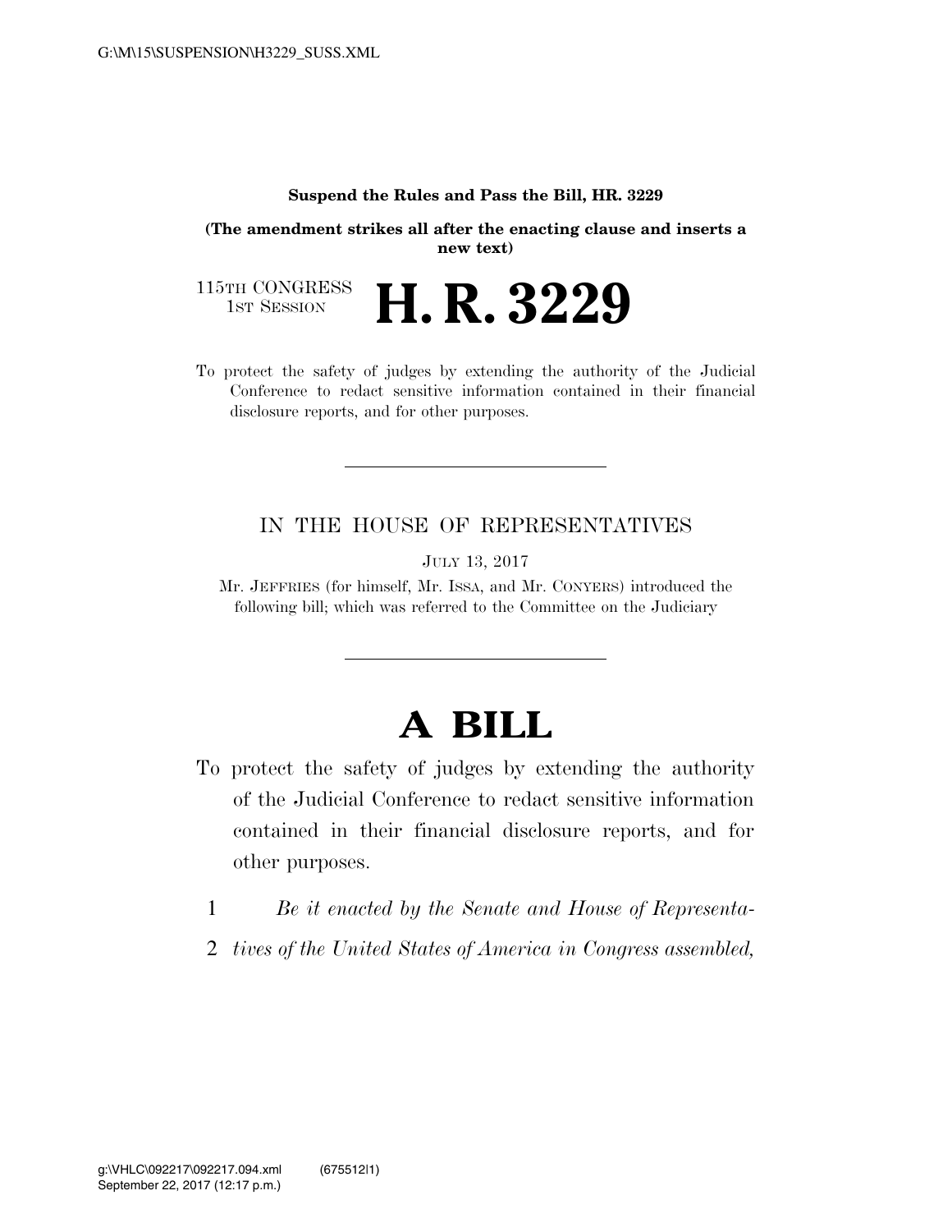**Suspend the Rules and Pass the Bill, HR. 3229**

**(The amendment strikes all after the enacting clause and inserts a new text)**

115TH CONGRESS
1ST SESSION

# H. R. 3229

To protect the safety of judges by extending the authority of the Judicial Conference to redact sensitive information contained in their financial disclosure reports, and for other purposes.

---

IN THE HOUSE OF REPRESENTATIVES

JULY 13, 2017

Mr. JEFFRIES (for himself, Mr. ISSA, and Mr. CONYERS) introduced the following bill; which was referred to the Committee on the Judiciary

---

# A BILL

To protect the safety of judges by extending the authority of the Judicial Conference to redact sensitive information contained in their financial disclosure reports, and for other purposes.

1 *Be it enacted by the Senate and House of Representa-*
2 *tives of the United States of America in Congress assembled,*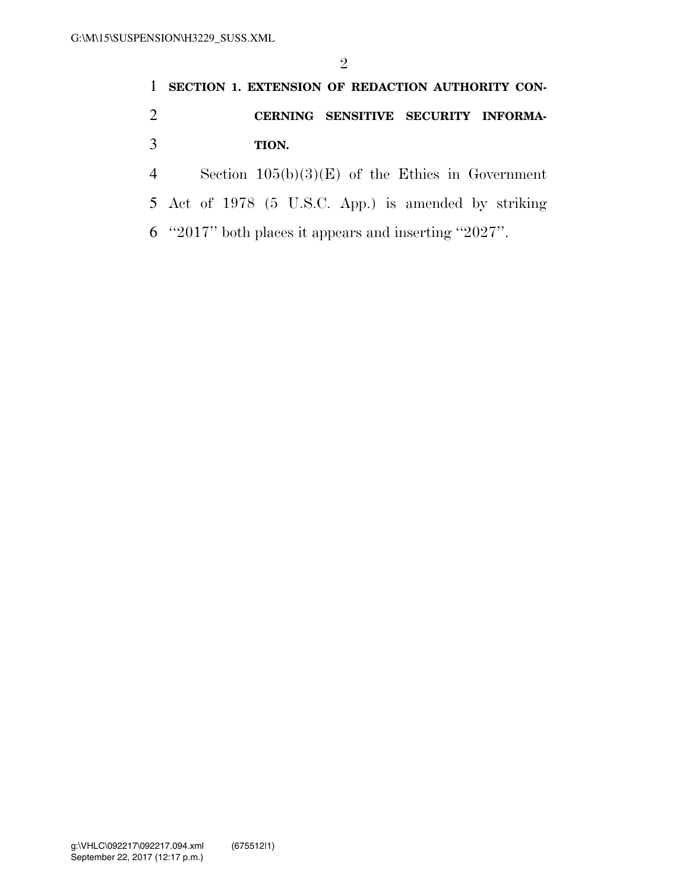**SECTION 1. EXTENSION OF REDACTION AUTHORITY CONCERNING SENSITIVE SECURITY INFORMATION.**

Section 105(b)(3)(E) of the Ethics in Government Act of 1978 (5 U.S.C. App.) is amended by striking "2017" both places it appears and inserting "2027".